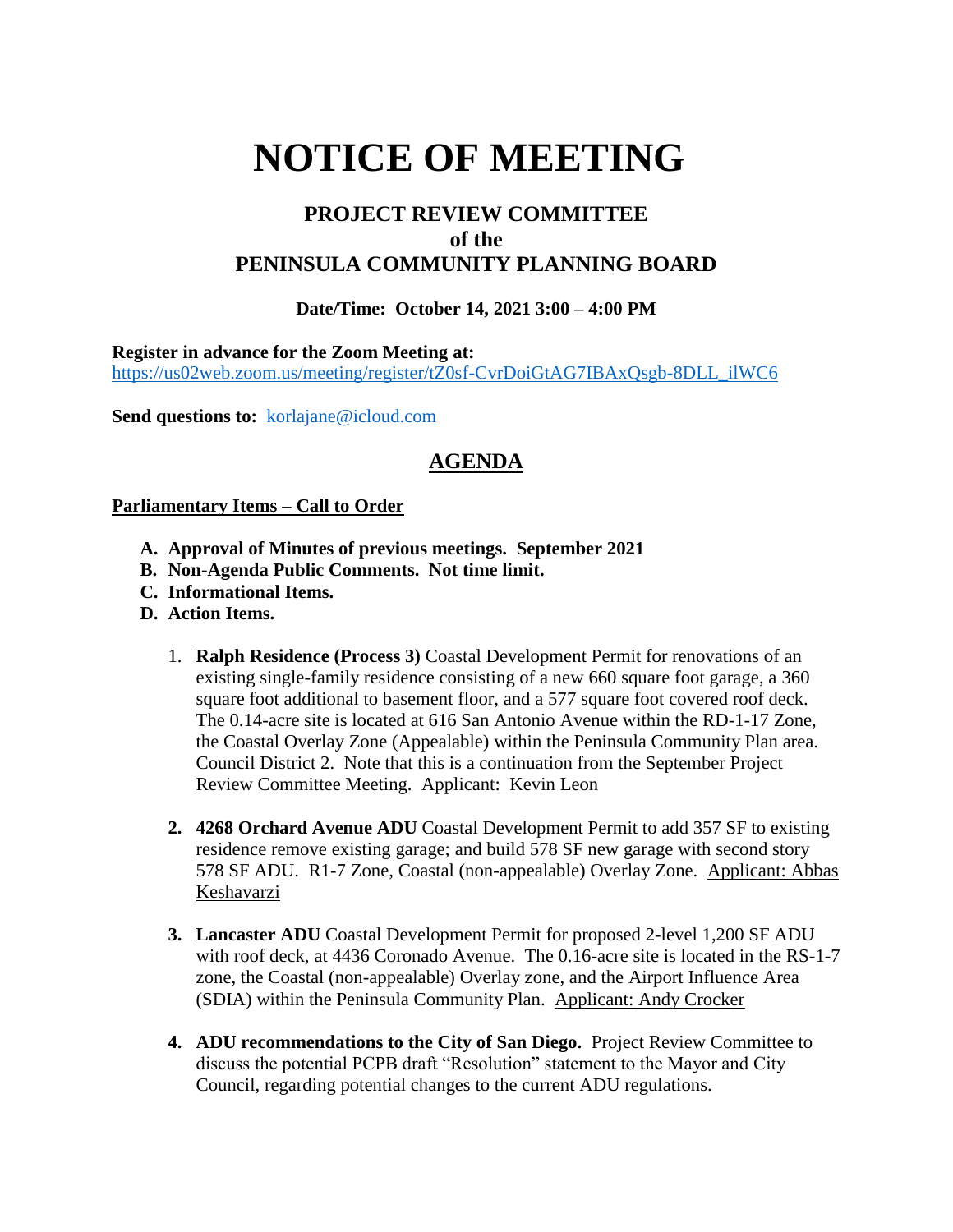# NOTICE OF MEETING

## PROJECT REVIEW COMMITTEE
## of the
## PENINSULA COMMUNITY PLANNING BOARD

**Date/Time: October 14, 2021 3:00 – 4:00 PM**

**Register in advance for the Zoom Meeting at:**
https://us02web.zoom.us/meeting/register/tZ0sf-CvrDoiGtAG7IBAxQsgb-8DLL_ilWC6

**Send questions to:** korlajane@icloud.com

## AGENDA

**Parliamentary Items – Call to Order**

- **A. Approval of Minutes of previous meetings. September 2021**
- **B. Non-Agenda Public Comments. Not time limit.**
- **C. Informational Items.**
- **D. Action Items.**

1. **Ralph Residence (Process 3)** Coastal Development Permit for renovations of an existing single-family residence consisting of a new 660 square foot garage, a 360 square foot additional to basement floor, and a 577 square foot covered roof deck. The 0.14-acre site is located at 616 San Antonio Avenue within the RD-1-17 Zone, the Coastal Overlay Zone (Appealable) within the Peninsula Community Plan area. Council District 2. Note that this is a continuation from the September Project Review Committee Meeting. Applicant: Kevin Leon

2. **4268 Orchard Avenue ADU** Coastal Development Permit to add 357 SF to existing residence remove existing garage; and build 578 SF new garage with second story 578 SF ADU. R1-7 Zone, Coastal (non-appealable) Overlay Zone. Applicant: Abbas Keshavarzi

3. **Lancaster ADU** Coastal Development Permit for proposed 2-level 1,200 SF ADU with roof deck, at 4436 Coronado Avenue. The 0.16-acre site is located in the RS-1-7 zone, the Coastal (non-appealable) Overlay zone, and the Airport Influence Area (SDIA) within the Peninsula Community Plan. Applicant: Andy Crocker

4. **ADU recommendations to the City of San Diego.** Project Review Committee to discuss the potential PCPB draft "Resolution" statement to the Mayor and City Council, regarding potential changes to the current ADU regulations.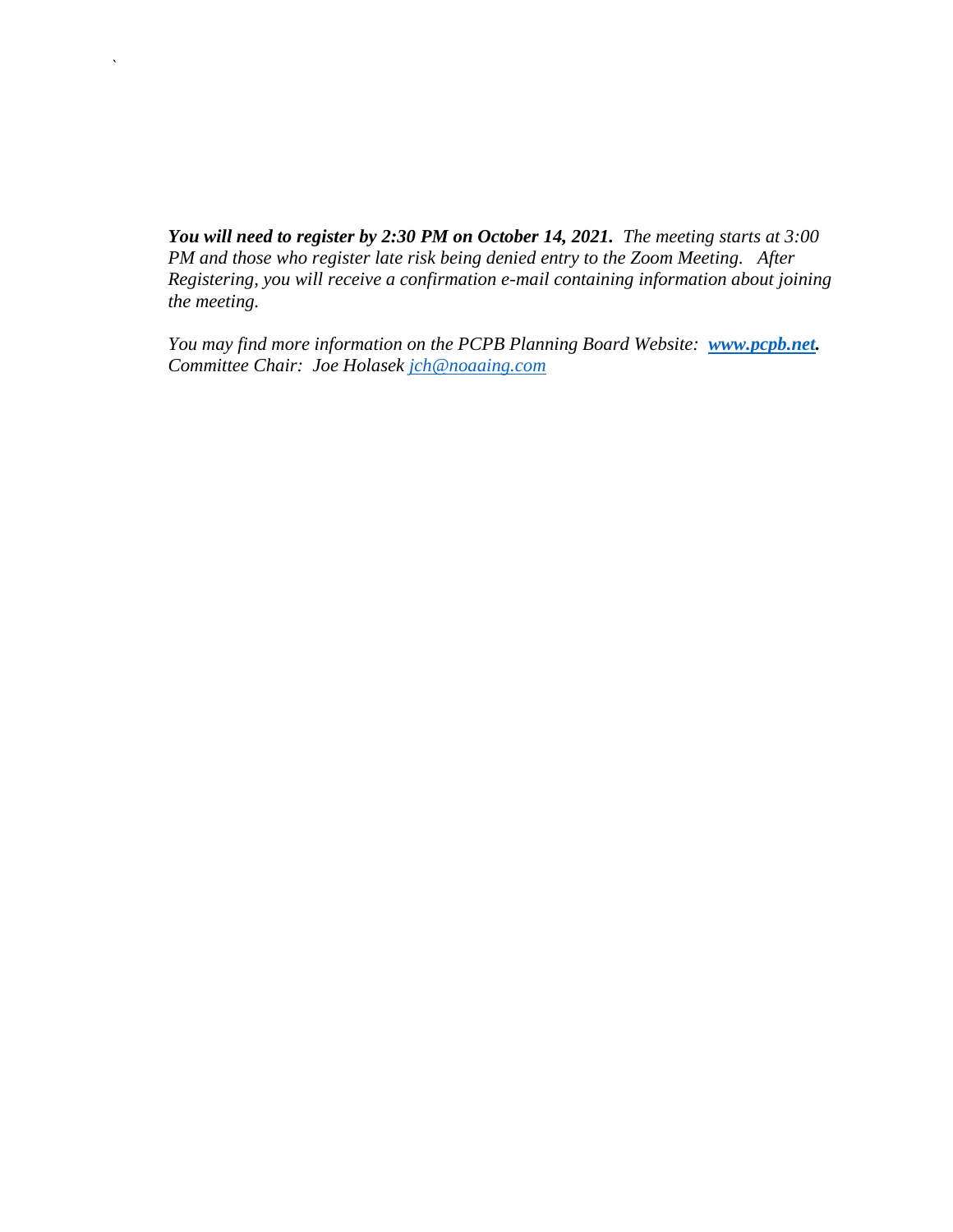***You will need to register by 2:30 PM on October 14, 2021.*** *The meeting starts at 3:00 PM and those who register late risk being denied entry to the Zoom Meeting. After Registering, you will receive a confirmation e-mail containing information about joining the meeting.*

*You may find more information on the PCPB Planning Board Website:* ***www.pcpb.net.***
*Committee Chair: Joe Holasek jch@noaaing.com*